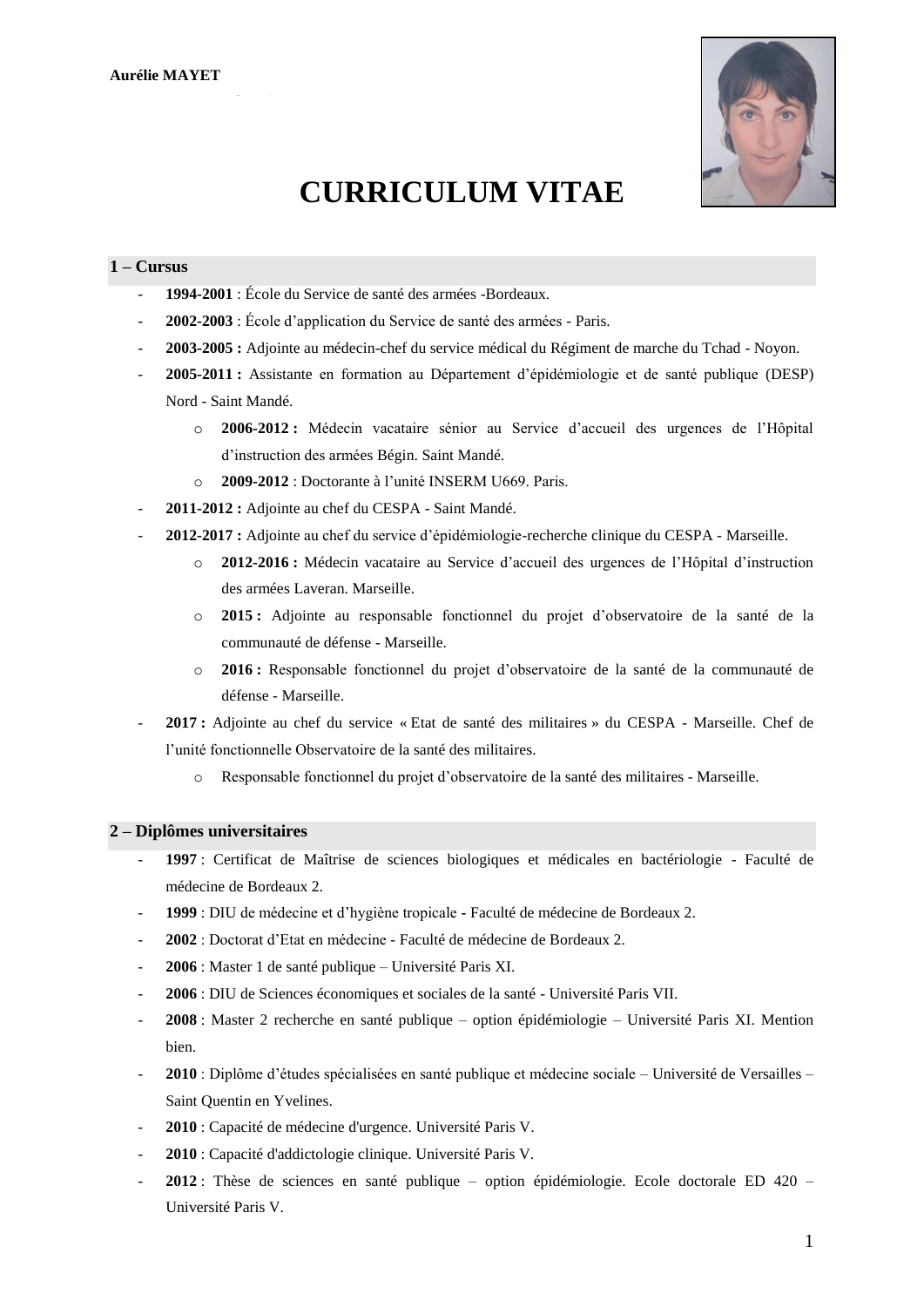**Aurélie MAYET**

# CURRICULUM VITAE

## 1 – Cursus

- **1994-2001** : École du Service de santé des armées -Bordeaux.
- **2002-2003** : École d'application du Service de santé des armées - Paris.
- **2003-2005 :** Adjointe au médecin-chef du service médical du Régiment de marche du Tchad - Noyon.
- **2005-2011 :** Assistante en formation au Département d'épidémiologie et de santé publique (DESP) Nord - Saint Mandé.
    - **2006-2012 :** Médecin vacataire sénior au Service d'accueil des urgences de l'Hôpital d'instruction des armées Bégin. Saint Mandé.
    - **2009-2012** : Doctorante à l'unité INSERM U669. Paris.
- **2011-2012 :** Adjointe au chef du CESPA - Saint Mandé.
- **2012-2017 :** Adjointe au chef du service d'épidémiologie-recherche clinique du CESPA - Marseille.
    - **2012-2016 :** Médecin vacataire au Service d'accueil des urgences de l'Hôpital d'instruction des armées Laveran. Marseille.
    - **2015 :** Adjointe au responsable fonctionnel du projet d'observatoire de la santé de la communauté de défense - Marseille.
    - **2016 :** Responsable fonctionnel du projet d'observatoire de la santé de la communauté de défense - Marseille.
- **2017 :** Adjointe au chef du service « Etat de santé des militaires » du CESPA - Marseille. Chef de l'unité fonctionnelle Observatoire de la santé des militaires.
    - Responsable fonctionnel du projet d'observatoire de la santé des militaires - Marseille.

## 2 – Diplômes universitaires

- **1997** : Certificat de Maîtrise de sciences biologiques et médicales en bactériologie - Faculté de médecine de Bordeaux 2.
- **1999** : DIU de médecine et d'hygiène tropicale - Faculté de médecine de Bordeaux 2.
- **2002** : Doctorat d'Etat en médecine - Faculté de médecine de Bordeaux 2.
- **2006** : Master 1 de santé publique – Université Paris XI.
- **2006** : DIU de Sciences économiques et sociales de la santé - Université Paris VII.
- **2008** : Master 2 recherche en santé publique – option épidémiologie – Université Paris XI. Mention bien.
- **2010** : Diplôme d'études spécialisées en santé publique et médecine sociale – Université de Versailles – Saint Quentin en Yvelines.
- **2010** : Capacité de médecine d'urgence. Université Paris V.
- **2010** : Capacité d'addictologie clinique. Université Paris V.
- **2012** : Thèse de sciences en santé publique – option épidémiologie. Ecole doctorale ED 420 – Université Paris V.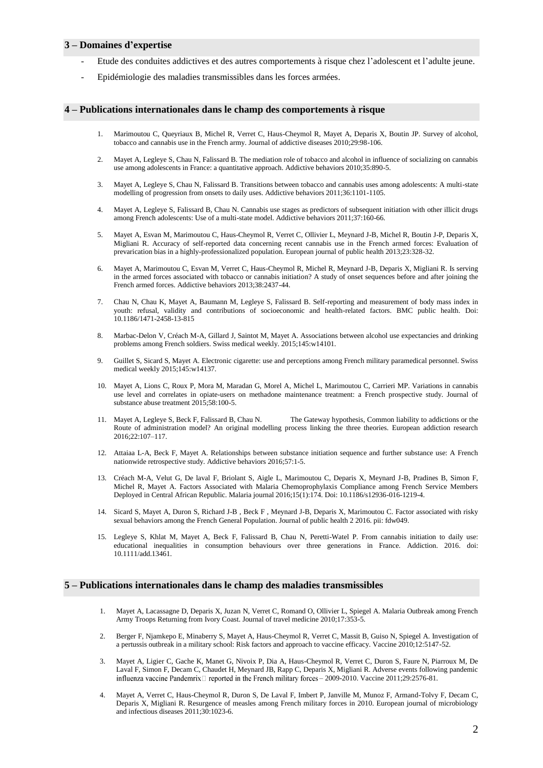## 3 – Domaines d'expertise

- Etude des conduites addictives et des autres comportements à risque chez l'adolescent et l'adulte jeune.
- Epidémiologie des maladies transmissibles dans les forces armées.

## 4 – Publications internationales dans le champ des comportements à risque

1. Marimoutou C, Queyriaux B, Michel R, Verret C, Haus-Cheymol R, Mayet A, Deparis X, Boutin JP. Survey of alcohol, tobacco and cannabis use in the French army. Journal of addictive diseases 2010;29:98-106.

2. Mayet A, Legleye S, Chau N, Falissard B. The mediation role of tobacco and alcohol in influence of socializing on cannabis use among adolescents in France: a quantitative approach. Addictive behaviors 2010;35:890-5.

3. Mayet A, Legleye S, Chau N, Falissard B. Transitions between tobacco and cannabis uses among adolescents: A multi-state modelling of progression from onsets to daily uses. Addictive behaviors 2011;36:1101-1105.

4. Mayet A, Legleye S, Falissard B, Chau N. Cannabis use stages as predictors of subsequent initiation with other illicit drugs among French adolescents: Use of a multi-state model. Addictive behaviors 2011;37:160-66.

5. Mayet A, Esvan M, Marimoutou C, Haus-Cheymol R, Verret C, Ollivier L, Meynard J-B, Michel R, Boutin J-P, Deparis X, Migliani R. Accuracy of self-reported data concerning recent cannabis use in the French armed forces: Evaluation of prevarication bias in a highly-professionalized population. European journal of public health 2013;23:328-32.

6. Mayet A, Marimoutou C, Esvan M, Verret C, Haus-Cheymol R, Michel R, Meynard J-B, Deparis X, Migliani R. Is serving in the armed forces associated with tobacco or cannabis initiation? A study of onset sequences before and after joining the French armed forces. Addictive behaviors 2013;38:2437-44.

7. Chau N, Chau K, Mayet A, Baumann M, Legleye S, Falissard B. Self-reporting and measurement of body mass index in youth: refusal, validity and contributions of socioeconomic and health-related factors. BMC public health. Doi: 10.1186/1471-2458-13-815

8. Marbac-Delon V, Créach M-A, Gillard J, Saintot M, Mayet A. Associations between alcohol use expectancies and drinking problems among French soldiers. Swiss medical weekly. 2015;145:w14101.

9. Guillet S, Sicard S, Mayet A. Electronic cigarette: use and perceptions among French military paramedical personnel. Swiss medical weekly 2015;145:w14137.

10. Mayet A, Lions C, Roux P, Mora M, Maradan G, Morel A, Michel L, Marimoutou C, Carrieri MP. Variations in cannabis use level and correlates in opiate-users on methadone maintenance treatment: a French prospective study. Journal of substance abuse treatment 2015;58:100-5.

11. Mayet A, Legleye S, Beck F, Falissard B, Chau N. The Gateway hypothesis, Common liability to addictions or the Route of administration model? An original modelling process linking the three theories. European addiction research 2016;22:107–117.

12. Attaiaa L-A, Beck F, Mayet A. Relationships between substance initiation sequence and further substance use: A French nationwide retrospective study. Addictive behaviors 2016;57:1-5.

13. Créach M-A, Velut G, De laval F, Briolant S, Aigle L, Marimoutou C, Deparis X, Meynard J-B, Pradines B, Simon F, Michel R, Mayet A. Factors Associated with Malaria Chemoprophylaxis Compliance among French Service Members Deployed in Central African Republic. Malaria journal 2016;15(1):174. Doi: 10.1186/s12936-016-1219-4.

14. Sicard S, Mayet A, Duron S, Richard J-B , Beck F , Meynard J-B, Deparis X, Marimoutou C. Factor associated with risky sexual behaviors among the French General Population. Journal of public health 2 2016. pii: fdw049.

15. Legleye S, Khlat M, Mayet A, Beck F, Falissard B, Chau N, Peretti-Watel P. From cannabis initiation to daily use: educational inequalities in consumption behaviours over three generations in France. Addiction. 2016. doi: 10.1111/add.13461.

## 5 – Publications internationales dans le champ des maladies transmissibles

1. Mayet A, Lacassagne D, Deparis X, Juzan N, Verret C, Romand O, Ollivier L, Spiegel A. Malaria Outbreak among French Army Troops Returning from Ivory Coast. Journal of travel medicine 2010;17:353-5.

2. Berger F, Njamkepo E, Minaberry S, Mayet A, Haus-Cheymol R, Verret C, Massit B, Guiso N, Spiegel A. Investigation of a pertussis outbreak in a military school: Risk factors and approach to vaccine efficacy. Vaccine 2010;12:5147-52.

3. Mayet A, Ligier C, Gache K, Manet G, Nivoix P, Dia A, Haus-Cheymol R, Verret C, Duron S, Faure N, Piarroux M, De Laval F, Simon F, Decam C, Chaudet H, Meynard JB, Rapp C, Deparis X, Migliani R. Adverse events following pandemic influenza vaccine Pandemrix reported in the French military forces – 2009-2010. Vaccine 2011;29:2576-81.

4. Mayet A, Verret C, Haus-Cheymol R, Duron S, De Laval F, Imbert P, Janville M, Munoz F, Armand-Tolvy F, Decam C, Deparis X, Migliani R. Resurgence of measles among French military forces in 2010. European journal of microbiology and infectious diseases 2011;30:1023-6.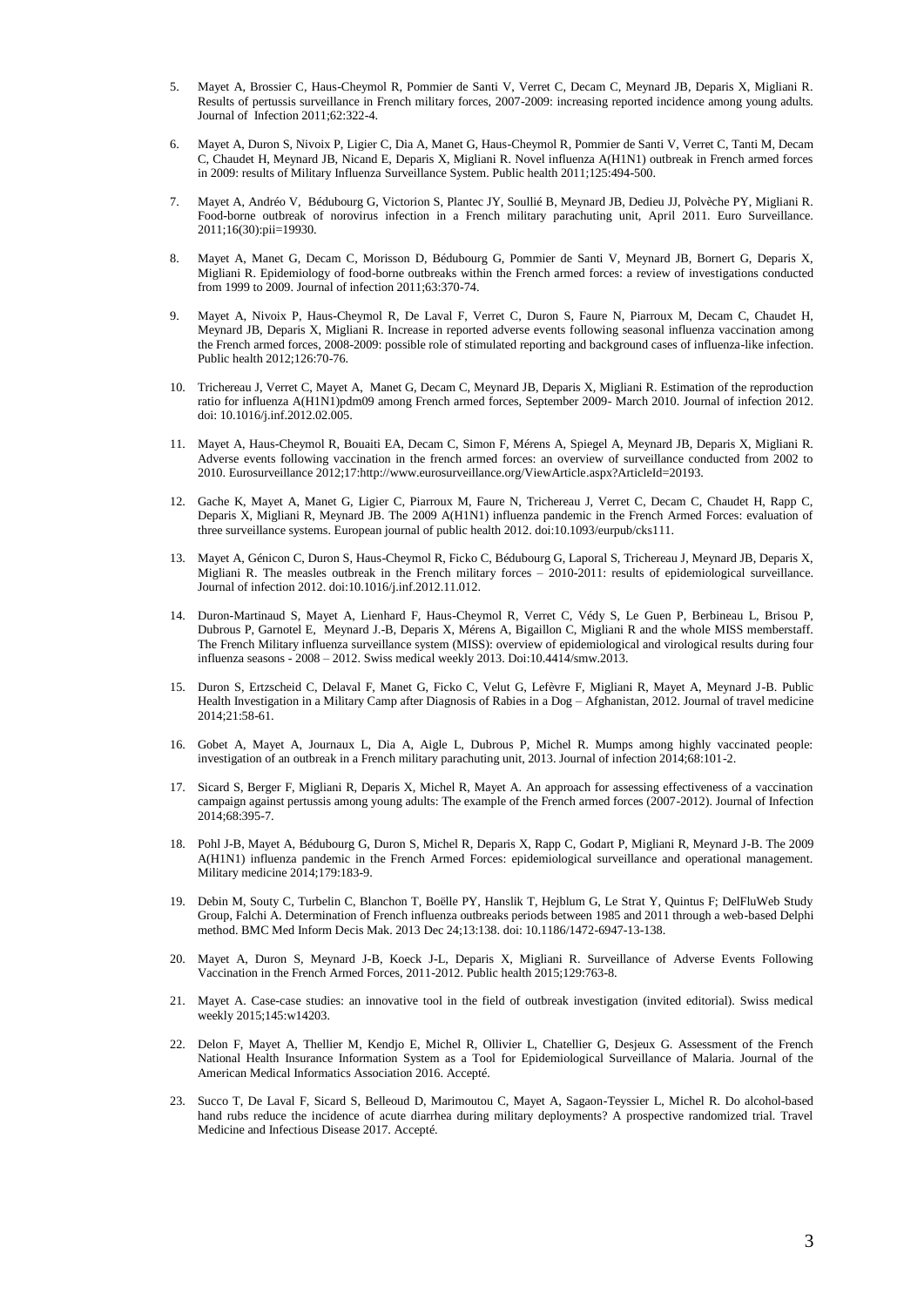5. Mayet A, Brossier C, Haus-Cheymol R, Pommier de Santi V, Verret C, Decam C, Meynard JB, Deparis X, Migliani R. Results of pertussis surveillance in French military forces, 2007-2009: increasing reported incidence among young adults. Journal of Infection 2011;62:322-4.

6. Mayet A, Duron S, Nivoix P, Ligier C, Dia A, Manet G, Haus-Cheymol R, Pommier de Santi V, Verret C, Tanti M, Decam C, Chaudet H, Meynard JB, Nicand E, Deparis X, Migliani R. Novel influenza A(H1N1) outbreak in French armed forces in 2009: results of Military Influenza Surveillance System. Public health 2011;125:494-500.

7. Mayet A, Andréo V, Bédubourg G, Victorion S, Plantec JY, Soullié B, Meynard JB, Dedieu JJ, Polvèche PY, Migliani R. Food-borne outbreak of norovirus infection in a French military parachuting unit, April 2011. Euro Surveillance. 2011;16(30):pii=19930.

8. Mayet A, Manet G, Decam C, Morisson D, Bédubourg G, Pommier de Santi V, Meynard JB, Bornert G, Deparis X, Migliani R. Epidemiology of food-borne outbreaks within the French armed forces: a review of investigations conducted from 1999 to 2009. Journal of infection 2011;63:370-74.

9. Mayet A, Nivoix P, Haus-Cheymol R, De Laval F, Verret C, Duron S, Faure N, Piarroux M, Decam C, Chaudet H, Meynard JB, Deparis X, Migliani R. Increase in reported adverse events following seasonal influenza vaccination among the French armed forces, 2008-2009: possible role of stimulated reporting and background cases of influenza-like infection. Public health 2012;126:70-76.

10. Trichereau J, Verret C, Mayet A, Manet G, Decam C, Meynard JB, Deparis X, Migliani R. Estimation of the reproduction ratio for influenza A(H1N1)pdm09 among French armed forces, September 2009- March 2010. Journal of infection 2012. doi: 10.1016/j.inf.2012.02.005.

11. Mayet A, Haus-Cheymol R, Bouaiti EA, Decam C, Simon F, Mérens A, Spiegel A, Meynard JB, Deparis X, Migliani R. Adverse events following vaccination in the french armed forces: an overview of surveillance conducted from 2002 to 2010. Eurosurveillance 2012;17:http://www.eurosurveillance.org/ViewArticle.aspx?ArticleId=20193.

12. Gache K, Mayet A, Manet G, Ligier C, Piarroux M, Faure N, Trichereau J, Verret C, Decam C, Chaudet H, Rapp C, Deparis X, Migliani R, Meynard JB. The 2009 A(H1N1) influenza pandemic in the French Armed Forces: evaluation of three surveillance systems. European journal of public health 2012. doi:10.1093/eurpub/cks111.

13. Mayet A, Génicon C, Duron S, Haus-Cheymol R, Ficko C, Bédubourg G, Laporal S, Trichereau J, Meynard JB, Deparis X, Migliani R. The measles outbreak in the French military forces – 2010-2011: results of epidemiological surveillance. Journal of infection 2012. doi:10.1016/j.inf.2012.11.012.

14. Duron-Martinaud S, Mayet A, Lienhard F, Haus-Cheymol R, Verret C, Védy S, Le Guen P, Berbineau L, Brisou P, Dubrous P, Garnotel E, Meynard J.-B, Deparis X, Mérens A, Bigaillon C, Migliani R and the whole MISS memberstaff. The French Military influenza surveillance system (MISS): overview of epidemiological and virological results during four influenza seasons - 2008 – 2012. Swiss medical weekly 2013. Doi:10.4414/smw.2013.

15. Duron S, Ertzscheid C, Delaval F, Manet G, Ficko C, Velut G, Lefèvre F, Migliani R, Mayet A, Meynard J-B. Public Health Investigation in a Military Camp after Diagnosis of Rabies in a Dog – Afghanistan, 2012. Journal of travel medicine 2014;21:58-61.

16. Gobet A, Mayet A, Journaux L, Dia A, Aigle L, Dubrous P, Michel R. Mumps among highly vaccinated people: investigation of an outbreak in a French military parachuting unit, 2013. Journal of infection 2014;68:101-2.

17. Sicard S, Berger F, Migliani R, Deparis X, Michel R, Mayet A. An approach for assessing effectiveness of a vaccination campaign against pertussis among young adults: The example of the French armed forces (2007-2012). Journal of Infection 2014;68:395-7.

18. Pohl J-B, Mayet A, Bédubourg G, Duron S, Michel R, Deparis X, Rapp C, Godart P, Migliani R, Meynard J-B. The 2009 A(H1N1) influenza pandemic in the French Armed Forces: epidemiological surveillance and operational management. Military medicine 2014;179:183-9.

19. Debin M, Souty C, Turbelin C, Blanchon T, Boëlle PY, Hanslik T, Hejblum G, Le Strat Y, Quintus F; DelFluWeb Study Group, Falchi A. Determination of French influenza outbreaks periods between 1985 and 2011 through a web-based Delphi method. BMC Med Inform Decis Mak. 2013 Dec 24;13:138. doi: 10.1186/1472-6947-13-138.

20. Mayet A, Duron S, Meynard J-B, Koeck J-L, Deparis X, Migliani R. Surveillance of Adverse Events Following Vaccination in the French Armed Forces, 2011-2012. Public health 2015;129:763-8.

21. Mayet A. Case-case studies: an innovative tool in the field of outbreak investigation (invited editorial). Swiss medical weekly 2015;145:w14203.

22. Delon F, Mayet A, Thellier M, Kendjo E, Michel R, Ollivier L, Chatellier G, Desjeux G. Assessment of the French National Health Insurance Information System as a Tool for Epidemiological Surveillance of Malaria. Journal of the American Medical Informatics Association 2016. Accepté.

23. Succo T, De Laval F, Sicard S, Belleoud D, Marimoutou C, Mayet A, Sagaon-Teyssier L, Michel R. Do alcohol-based hand rubs reduce the incidence of acute diarrhea during military deployments? A prospective randomized trial. Travel Medicine and Infectious Disease 2017. Accepté.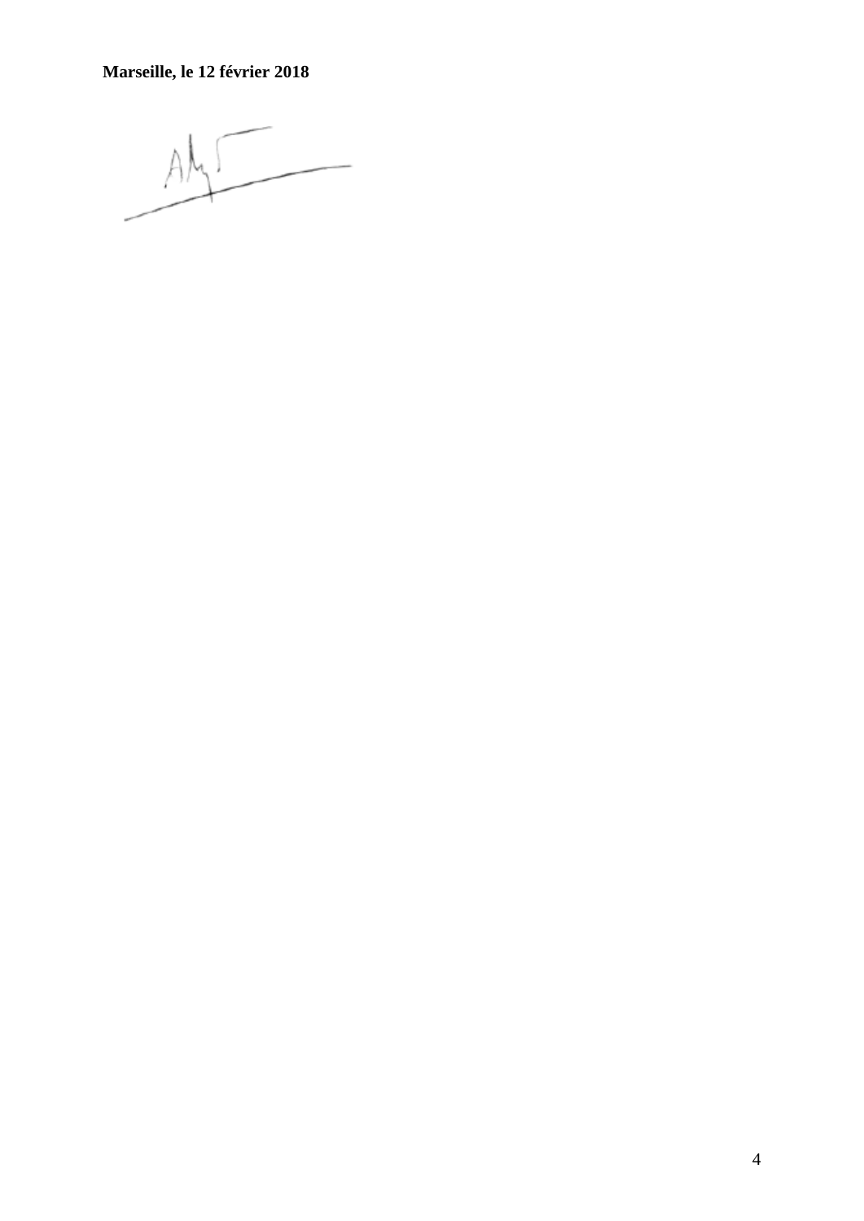**Marseille, le 12 février 2018**